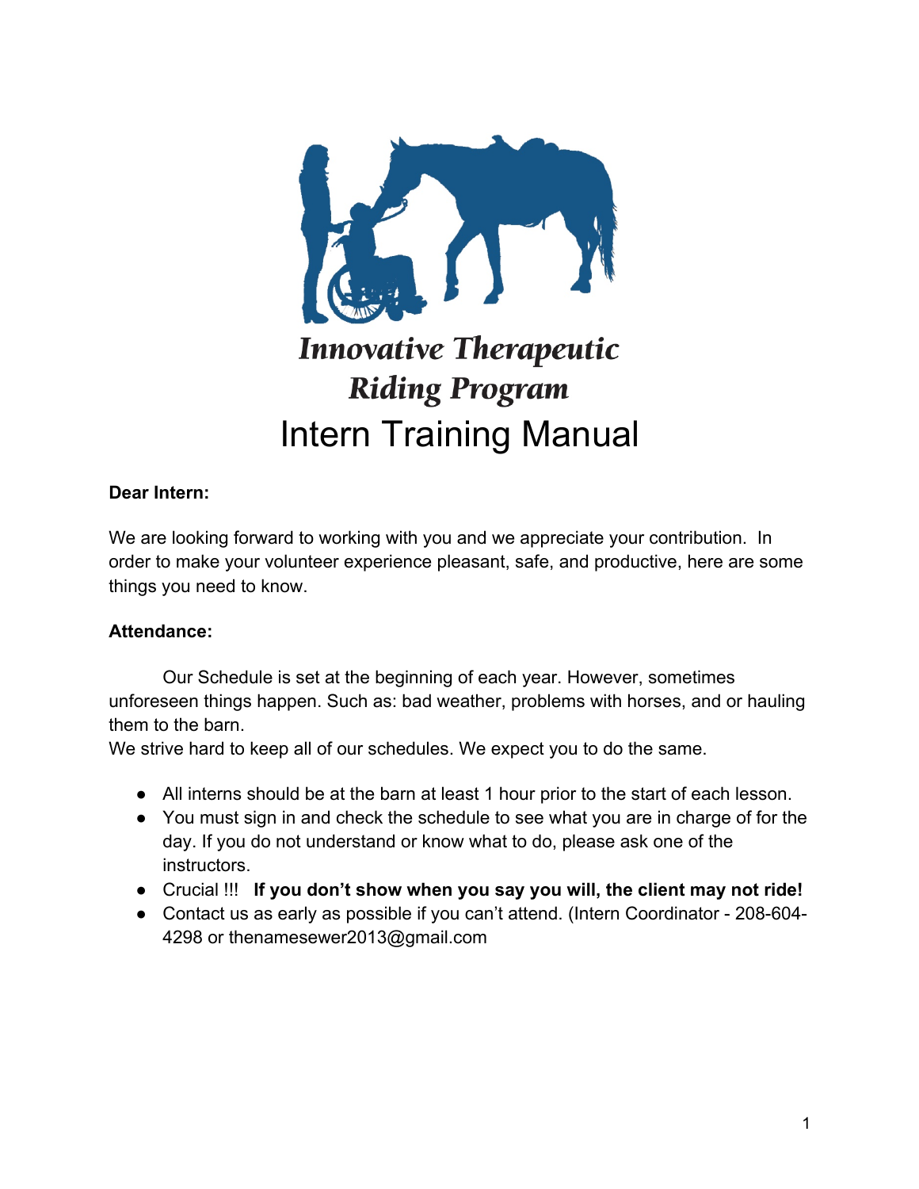# Innovative Therapeutic Riding Program

# Intern Training Manual

**Dear Intern:**

We are looking forward to working with you and we appreciate your contribution. In order to make your volunteer experience pleasant, safe, and productive, here are some things you need to know.

**Attendance:**

Our Schedule is set at the beginning of each year. However, sometimes unforeseen things happen. Such as: bad weather, problems with horses, and or hauling them to the barn.

We strive hard to keep all of our schedules. We expect you to do the same.

- All interns should be at the barn at least 1 hour prior to the start of each lesson.
- You must sign in and check the schedule to see what you are in charge of for the day. If you do not understand or know what to do, please ask one of the instructors.
- Crucial !!! **If you don't show when you say you will, the client may not ride!**
- Contact us as early as possible if you can't attend. (Intern Coordinator - 208-604-4298 or thenamesewer2013@gmail.com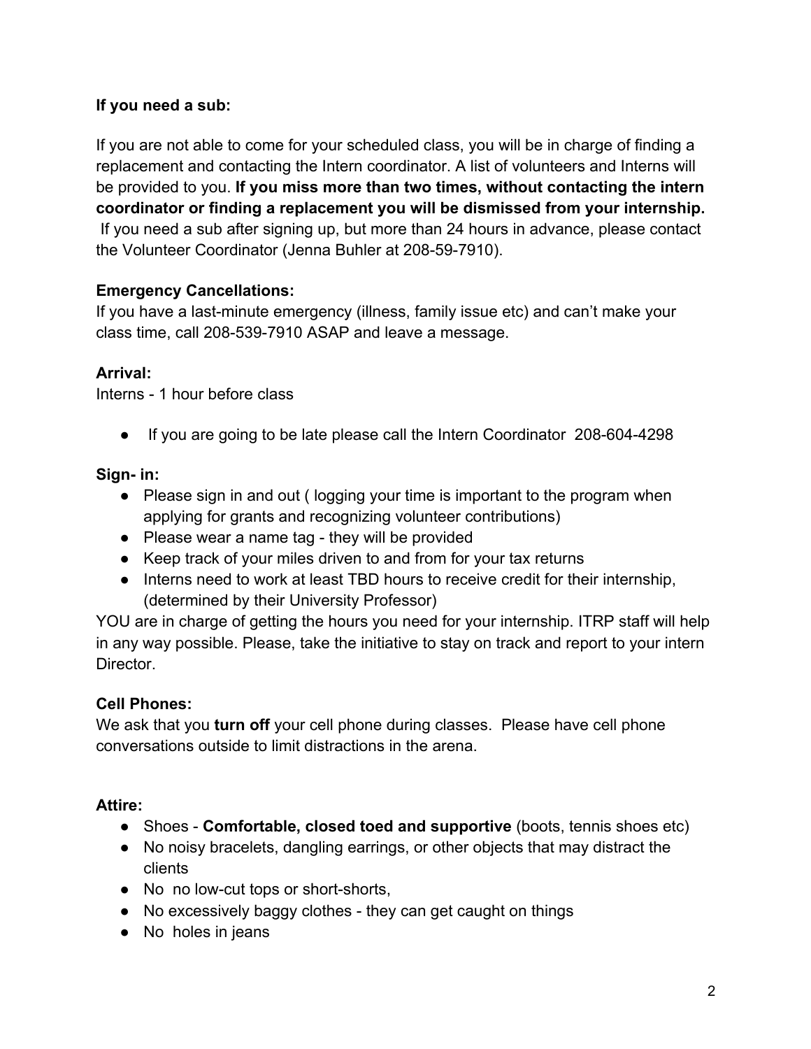**If you need a sub:**

If you are not able to come for your scheduled class, you will be in charge of finding a replacement and contacting the Intern coordinator. A list of volunteers and Interns will be provided to you. **If you miss more than two times, without contacting the intern coordinator or finding a replacement you will be dismissed from your internship.** If you need a sub after signing up, but more than 24 hours in advance, please contact the Volunteer Coordinator (Jenna Buhler at 208-59-7910).

**Emergency Cancellations:**
If you have a last-minute emergency (illness, family issue etc) and can't make your class time, call 208-539-7910 ASAP and leave a message.

**Arrival:**
Interns - 1 hour before class

- If you are going to be late please call the Intern Coordinator 208-604-4298

**Sign- in:**

- Please sign in and out ( logging your time is important to the program when applying for grants and recognizing volunteer contributions)
- Please wear a name tag - they will be provided
- Keep track of your miles driven to and from for your tax returns
- Interns need to work at least TBD hours to receive credit for their internship, (determined by their University Professor)

YOU are in charge of getting the hours you need for your internship. ITRP staff will help in any way possible. Please, take the initiative to stay on track and report to your intern Director.

**Cell Phones:**
We ask that you **turn off** your cell phone during classes. Please have cell phone conversations outside to limit distractions in the arena.

**Attire:**

- Shoes - **Comfortable, closed toed and supportive** (boots, tennis shoes etc)
- No noisy bracelets, dangling earrings, or other objects that may distract the clients
- No no low-cut tops or short-shorts,
- No excessively baggy clothes - they can get caught on things
- No holes in jeans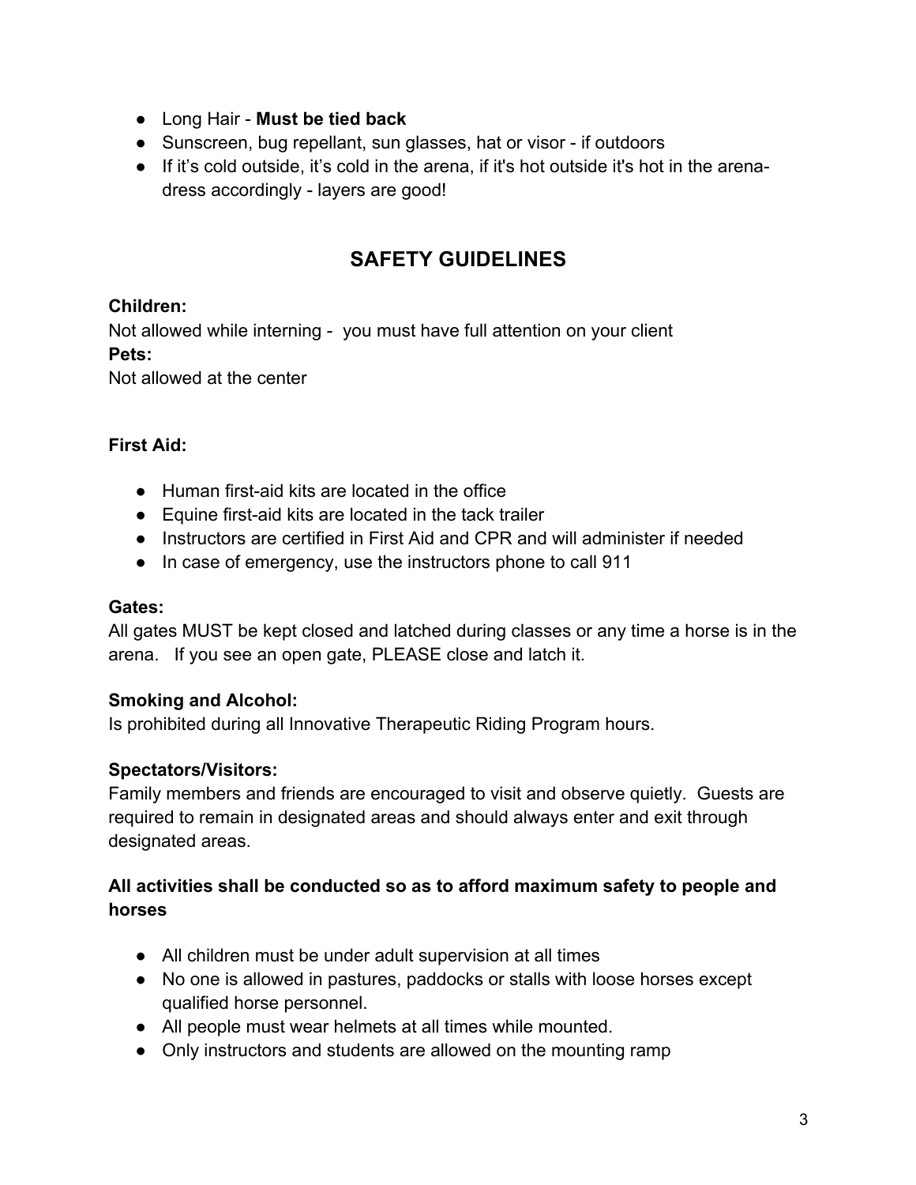- Long Hair - **Must be tied back**
- Sunscreen, bug repellant, sun glasses, hat or visor - if outdoors
- If it's cold outside, it's cold in the arena, if it's hot outside it's hot in the arena- dress accordingly - layers are good!

## SAFETY GUIDELINES

**Children:**
Not allowed while interning - you must have full attention on your client
**Pets:**
Not allowed at the center

**First Aid:**

- Human first-aid kits are located in the office
- Equine first-aid kits are located in the tack trailer
- Instructors are certified in First Aid and CPR and will administer if needed
- In case of emergency, use the instructors phone to call 911

**Gates:**
All gates MUST be kept closed and latched during classes or any time a horse is in the arena. If you see an open gate, PLEASE close and latch it.

**Smoking and Alcohol:**
Is prohibited during all Innovative Therapeutic Riding Program hours.

**Spectators/Visitors:**
Family members and friends are encouraged to visit and observe quietly. Guests are required to remain in designated areas and should always enter and exit through designated areas.

**All activities shall be conducted so as to afford maximum safety to people and horses**

- All children must be under adult supervision at all times
- No one is allowed in pastures, paddocks or stalls with loose horses except qualified horse personnel.
- All people must wear helmets at all times while mounted.
- Only instructors and students are allowed on the mounting ramp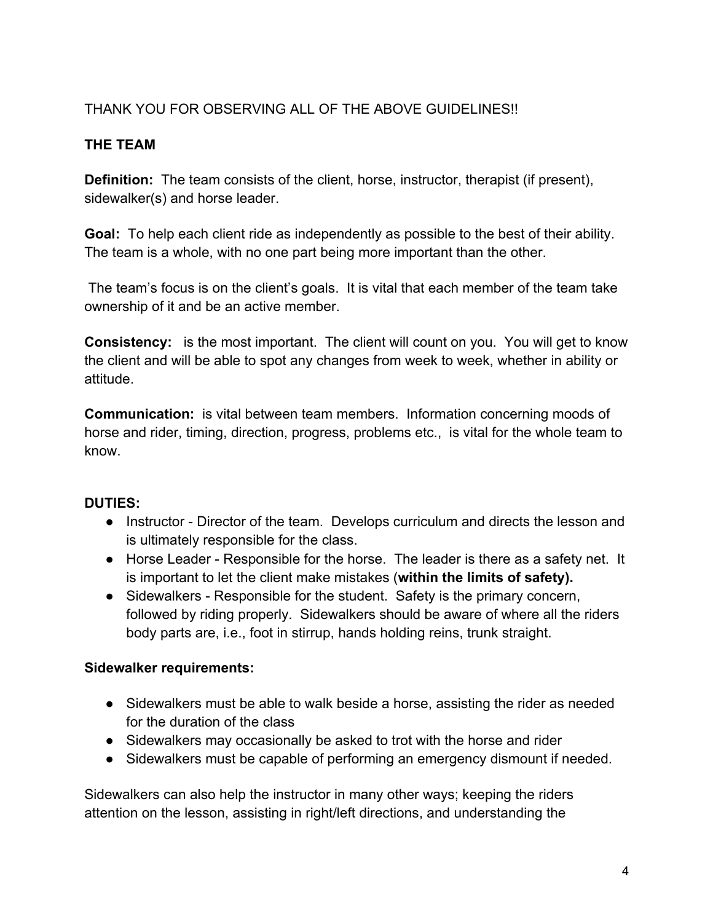THANK YOU FOR OBSERVING ALL OF THE ABOVE GUIDELINES!!

**THE TEAM**

**Definition:** The team consists of the client, horse, instructor, therapist (if present), sidewalker(s) and horse leader.

**Goal:** To help each client ride as independently as possible to the best of their ability. The team is a whole, with no one part being more important than the other.

The team's focus is on the client's goals. It is vital that each member of the team take ownership of it and be an active member.

**Consistency:** is the most important. The client will count on you. You will get to know the client and will be able to spot any changes from week to week, whether in ability or attitude.

**Communication:** is vital between team members. Information concerning moods of horse and rider, timing, direction, progress, problems etc., is vital for the whole team to know.

**DUTIES:**

- Instructor - Director of the team. Develops curriculum and directs the lesson and is ultimately responsible for the class.
- Horse Leader - Responsible for the horse. The leader is there as a safety net. It is important to let the client make mistakes (**within the limits of safety).**
- Sidewalkers - Responsible for the student. Safety is the primary concern, followed by riding properly. Sidewalkers should be aware of where all the riders body parts are, i.e., foot in stirrup, hands holding reins, trunk straight.

**Sidewalker requirements:**

- Sidewalkers must be able to walk beside a horse, assisting the rider as needed for the duration of the class
- Sidewalkers may occasionally be asked to trot with the horse and rider
- Sidewalkers must be capable of performing an emergency dismount if needed.

Sidewalkers can also help the instructor in many other ways; keeping the riders attention on the lesson, assisting in right/left directions, and understanding the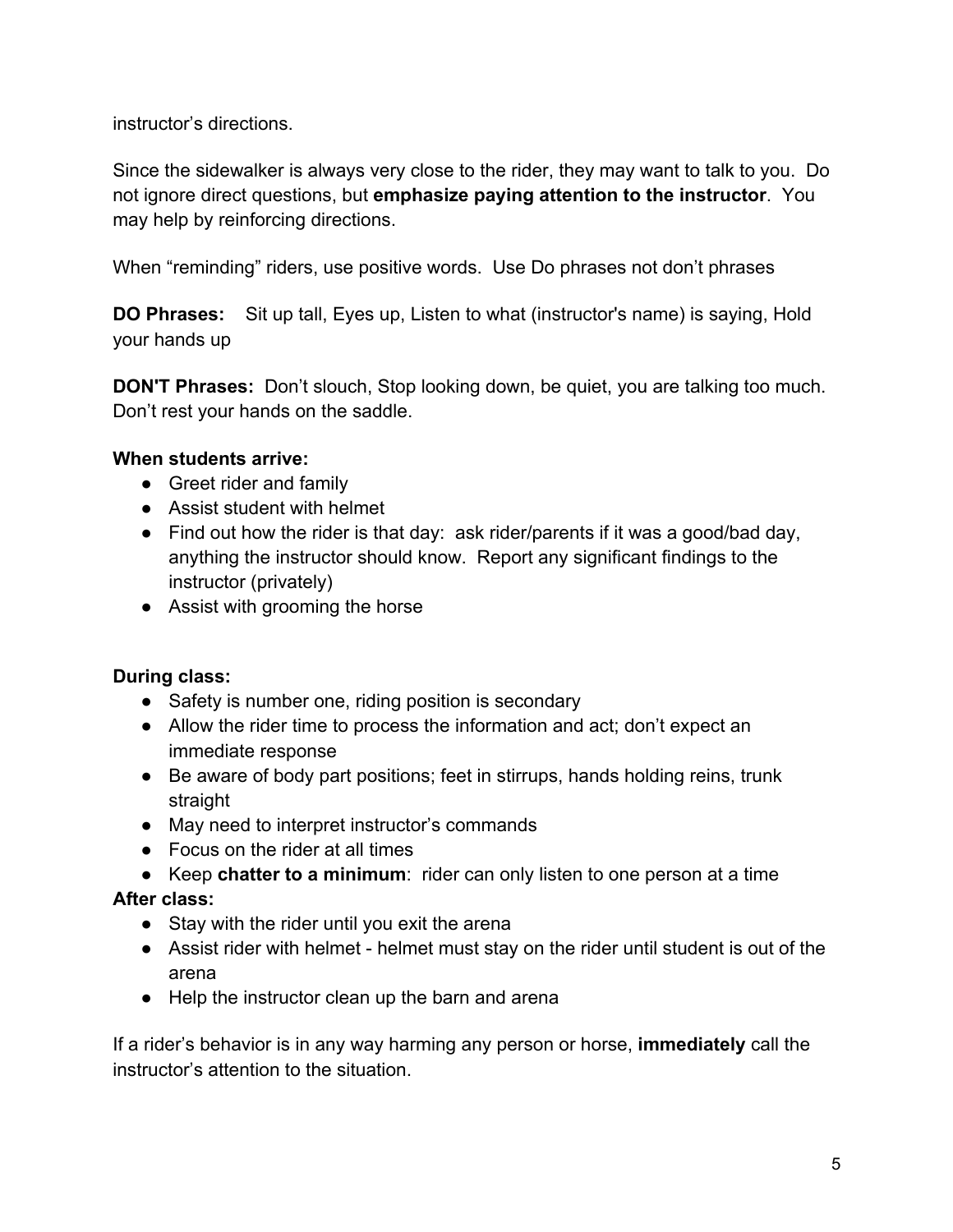instructor's directions.

Since the sidewalker is always very close to the rider, they may want to talk to you. Do not ignore direct questions, but **emphasize paying attention to the instructor**. You may help by reinforcing directions.

When "reminding" riders, use positive words. Use Do phrases not don't phrases

**DO Phrases:** Sit up tall, Eyes up, Listen to what (instructor's name) is saying, Hold your hands up

**DON'T Phrases:** Don't slouch, Stop looking down, be quiet, you are talking too much. Don't rest your hands on the saddle.

**When students arrive:**

- Greet rider and family
- Assist student with helmet
- Find out how the rider is that day: ask rider/parents if it was a good/bad day, anything the instructor should know. Report any significant findings to the instructor (privately)
- Assist with grooming the horse

**During class:**

- Safety is number one, riding position is secondary
- Allow the rider time to process the information and act; don't expect an immediate response
- Be aware of body part positions; feet in stirrups, hands holding reins, trunk straight
- May need to interpret instructor's commands
- Focus on the rider at all times
- Keep **chatter to a minimum**: rider can only listen to one person at a time

**After class:**

- Stay with the rider until you exit the arena
- Assist rider with helmet - helmet must stay on the rider until student is out of the arena
- Help the instructor clean up the barn and arena

If a rider's behavior is in any way harming any person or horse, **immediately** call the instructor's attention to the situation.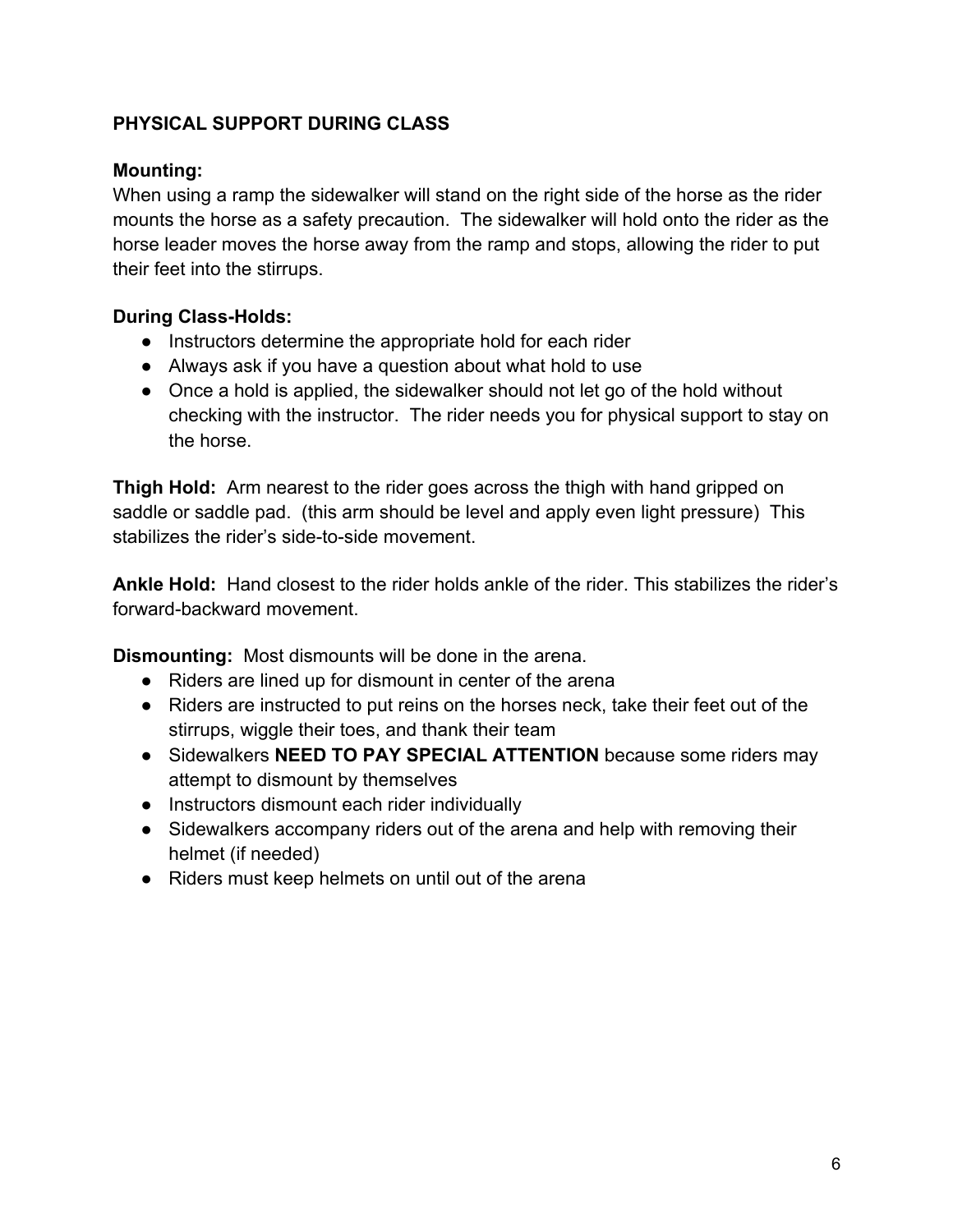## PHYSICAL SUPPORT DURING CLASS

**Mounting:**
When using a ramp the sidewalker will stand on the right side of the horse as the rider mounts the horse as a safety precaution. The sidewalker will hold onto the rider as the horse leader moves the horse away from the ramp and stops, allowing the rider to put their feet into the stirrups.

**During Class-Holds:**

- Instructors determine the appropriate hold for each rider
- Always ask if you have a question about what hold to use
- Once a hold is applied, the sidewalker should not let go of the hold without checking with the instructor. The rider needs you for physical support to stay on the horse.

**Thigh Hold:** Arm nearest to the rider goes across the thigh with hand gripped on saddle or saddle pad. (this arm should be level and apply even light pressure) This stabilizes the rider's side-to-side movement.

**Ankle Hold:** Hand closest to the rider holds ankle of the rider. This stabilizes the rider's forward-backward movement.

**Dismounting:** Most dismounts will be done in the arena.

- Riders are lined up for dismount in center of the arena
- Riders are instructed to put reins on the horses neck, take their feet out of the stirrups, wiggle their toes, and thank their team
- Sidewalkers **NEED TO PAY SPECIAL ATTENTION** because some riders may attempt to dismount by themselves
- Instructors dismount each rider individually
- Sidewalkers accompany riders out of the arena and help with removing their helmet (if needed)
- Riders must keep helmets on until out of the arena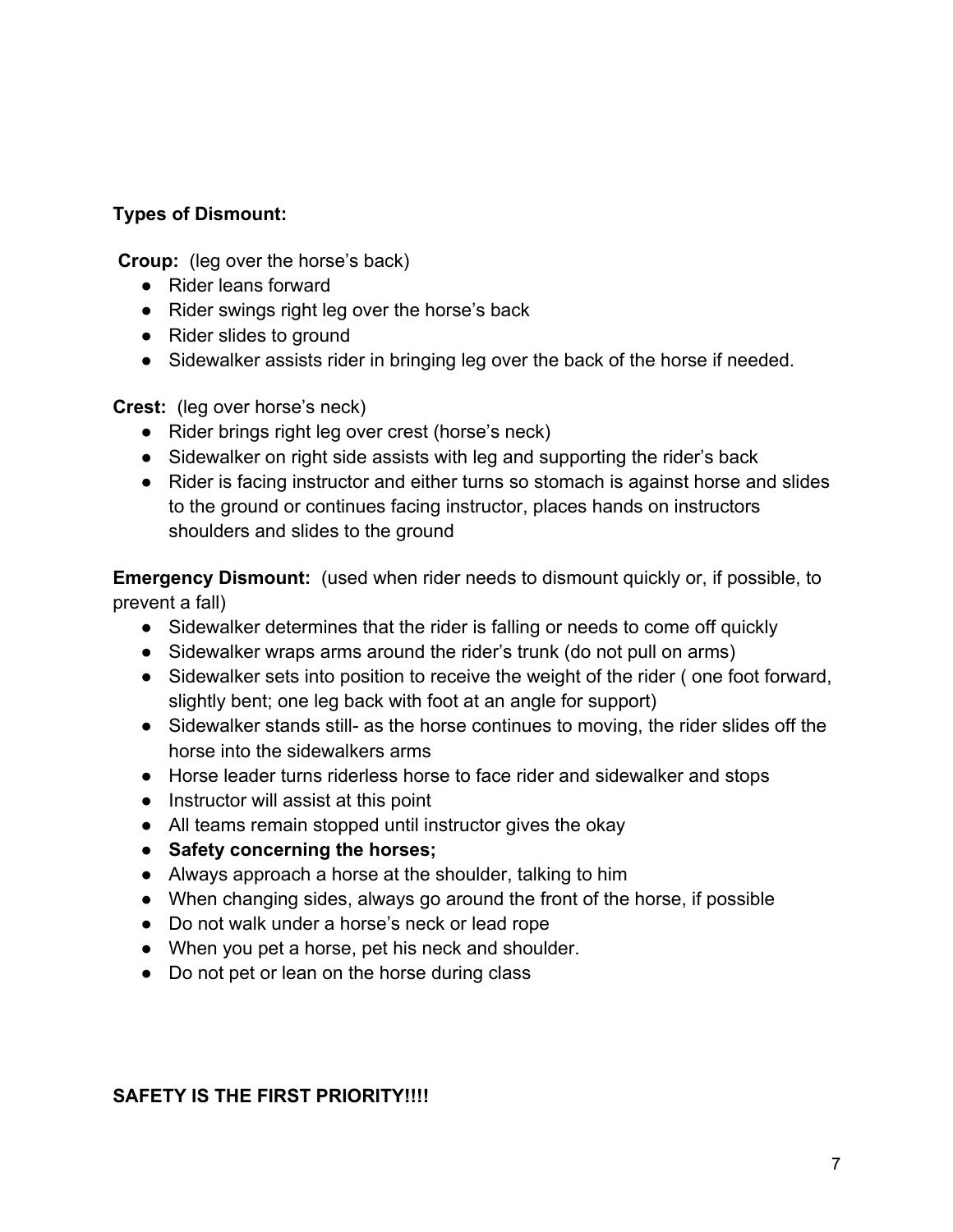**Types of Dismount:**

**Croup:** (leg over the horse's back)

- Rider leans forward
- Rider swings right leg over the horse's back
- Rider slides to ground
- Sidewalker assists rider in bringing leg over the back of the horse if needed.

**Crest:** (leg over horse's neck)

- Rider brings right leg over crest (horse's neck)
- Sidewalker on right side assists with leg and supporting the rider's back
- Rider is facing instructor and either turns so stomach is against horse and slides to the ground or continues facing instructor, places hands on instructors shoulders and slides to the ground

**Emergency Dismount:** (used when rider needs to dismount quickly or, if possible, to prevent a fall)

- Sidewalker determines that the rider is falling or needs to come off quickly
- Sidewalker wraps arms around the rider's trunk (do not pull on arms)
- Sidewalker sets into position to receive the weight of the rider ( one foot forward, slightly bent; one leg back with foot at an angle for support)
- Sidewalker stands still- as the horse continues to moving, the rider slides off the horse into the sidewalkers arms
- Horse leader turns riderless horse to face rider and sidewalker and stops
- Instructor will assist at this point
- All teams remain stopped until instructor gives the okay
- **Safety concerning the horses;**
- Always approach a horse at the shoulder, talking to him
- When changing sides, always go around the front of the horse, if possible
- Do not walk under a horse's neck or lead rope
- When you pet a horse, pet his neck and shoulder.
- Do not pet or lean on the horse during class

**SAFETY IS THE FIRST PRIORITY!!!!**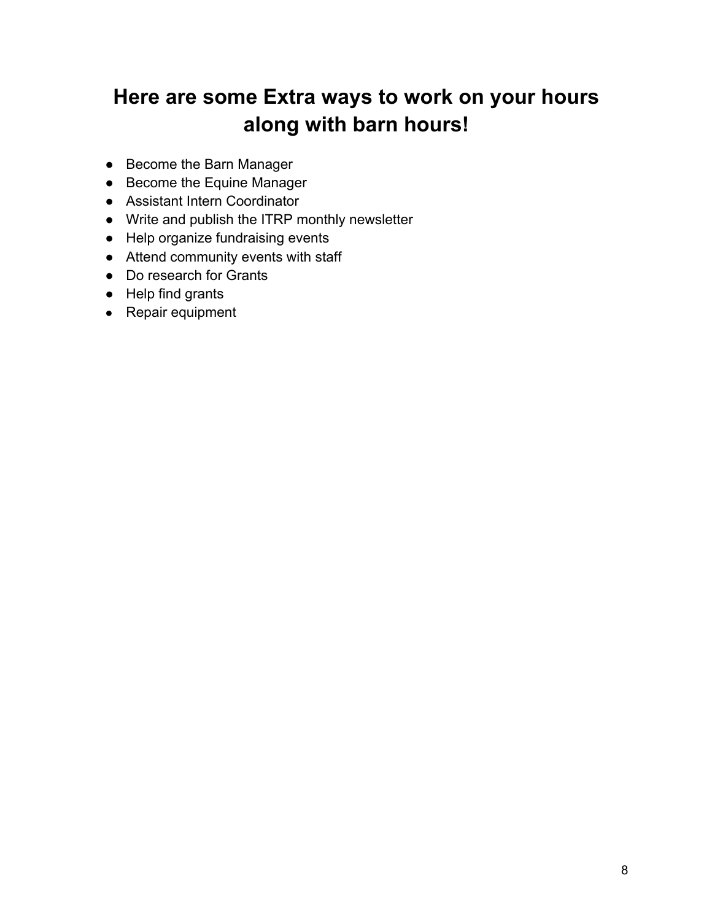# Here are some Extra ways to work on your hours along with barn hours!

- Become the Barn Manager
- Become the Equine Manager
- Assistant Intern Coordinator
- Write and publish the ITRP monthly newsletter
- Help organize fundraising events
- Attend community events with staff
- Do research for Grants
- Help find grants
- Repair equipment